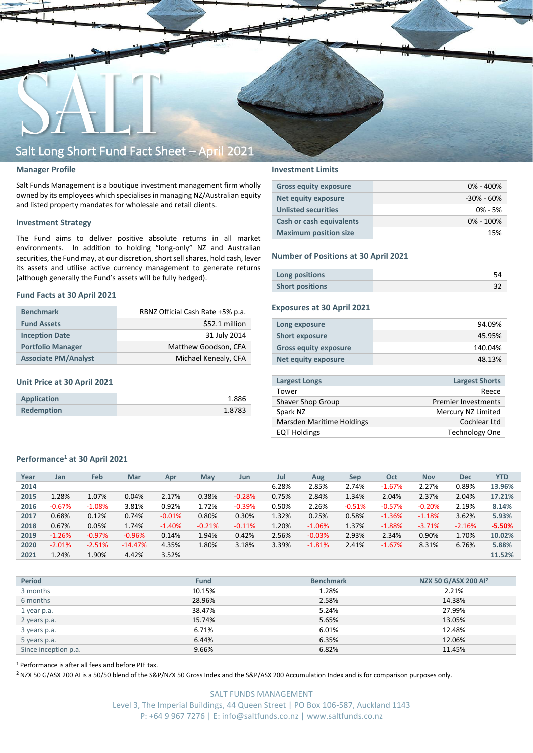# Salt Long Short Fund Fact Sheet – April 2021

## Manager Profile

Salt Funds Management is a boutique investment management firm wholly owned by its employees which specialises in managing NZ/Australian equity and listed property mandates for wholesale and retail clients.

## Investment Strategy

The Fund aims to deliver positive absolute returns in all market environments. In addition to holding "long-only" NZ and Australian securities, the Fund may, at our discretion, short sell shares, hold cash, lever its assets and utilise active currency management to generate returns (although generally the Fund's assets will be fully hedged).

## Fund Facts at 30 April 2021

| | |
|---|---|
| **Benchmark** | RBNZ Official Cash Rate +5% p.a. |
| **Fund Assets** | $52.1 million |
| **Inception Date** | 31 July 2014 |
| **Portfolio Manager** | Matthew Goodson, CFA |
| **Associate PM/Analyst** | Michael Kenealy, CFA |

## Unit Price at 30 April 2021

| | |
|---|---|
| **Application** | 1.886 |
| **Redemption** | 1.8783 |

## Investment Limits

| | |
|---|---|
| **Gross equity exposure** | 0% - 400% |
| **Net equity exposure** | -30% - 60% |
| **Unlisted securities** | 0% - 5% |
| **Cash or cash equivalents** | 0% - 100% |
| **Maximum position size** | 15% |

## Number of Positions at 30 April 2021

| | |
|---|---|
| **Long positions** | 54 |
| **Short positions** | 32 |

## Exposures at 30 April 2021

| | |
|---|---|
| **Long exposure** | 94.09% |
| **Short exposure** | 45.95% |
| **Gross equity exposure** | 140.04% |
| **Net equity exposure** | 48.13% |

| Largest Longs | Largest Shorts |
|---|---|
| Tower | Reece |
| Shaver Shop Group | Premier Investments |
| Spark NZ | Mercury NZ Limited |
| Marsden Maritime Holdings | Cochlear Ltd |
| EQT Holdings | Technology One |

## Performance[1] at 30 April 2021

| Year | Jan | Feb | Mar | Apr | May | Jun | Jul | Aug | Sep | Oct | Nov | Dec | YTD |
|---|---|---|---|---|---|---|---|---|---|---|---|---|---|
| 2014 | | | | | | | 6.28% | 2.85% | 2.74% | -1.67% | 2.27% | 0.89% | 13.96% |
| 2015 | 1.28% | 1.07% | 0.04% | 2.17% | 0.38% | -0.28% | 0.75% | 2.84% | 1.34% | 2.04% | 2.37% | 2.04% | 17.21% |
| 2016 | -0.67% | -1.08% | 3.81% | 0.92% | 1.72% | -0.39% | 0.50% | 2.26% | -0.51% | -0.57% | -0.20% | 2.19% | 8.14% |
| 2017 | 0.68% | 0.12% | 0.74% | -0.01% | 0.80% | 0.30% | 1.32% | 0.25% | 0.58% | -1.36% | -1.18% | 3.62% | 5.93% |
| 2018 | 0.67% | 0.05% | 1.74% | -1.40% | -0.21% | -0.11% | 1.20% | -1.06% | 1.37% | -1.88% | -3.71% | -2.16% | -5.50% |
| 2019 | -1.26% | -0.97% | -0.96% | 0.14% | 1.94% | 0.42% | 2.56% | -0.03% | 2.93% | 2.34% | 0.90% | 1.70% | 10.02% |
| 2020 | -2.01% | -2.51% | -14.47% | 4.35% | 1.80% | 3.18% | 3.39% | -1.81% | 2.41% | -1.67% | 8.31% | 6.76% | 5.88% |
| 2021 | 1.24% | 1.90% | 4.42% | 3.52% | | | | | | | | | 11.52% |

| Period | Fund | Benchmark | NZX 50 G/ASX 200 AI[2] |
|---|---|---|---|
| 3 months | 10.15% | 1.28% | 2.21% |
| 6 months | 28.96% | 2.58% | 14.38% |
| 1 year p.a. | 38.47% | 5.24% | 27.99% |
| 2 years p.a. | 15.74% | 5.65% | 13.05% |
| 3 years p.a. | 6.71% | 6.01% | 12.48% |
| 5 years p.a. | 6.44% | 6.35% | 12.06% |
| Since inception p.a. | 9.66% | 6.82% | 11.45% |

[1] Performance is after all fees and before PIE tax.

[2] NZX 50 G/ASX 200 AI is a 50/50 blend of the S&P/NZX 50 Gross Index and the S&P/ASX 200 Accumulation Index and is for comparison purposes only.

SALT FUNDS MANAGEMENT
Level 3, The Imperial Buildings, 44 Queen Street | PO Box 106-587, Auckland 1143
P: +64 9 967 7276 | E: info@saltfunds.co.nz | www.saltfunds.co.nz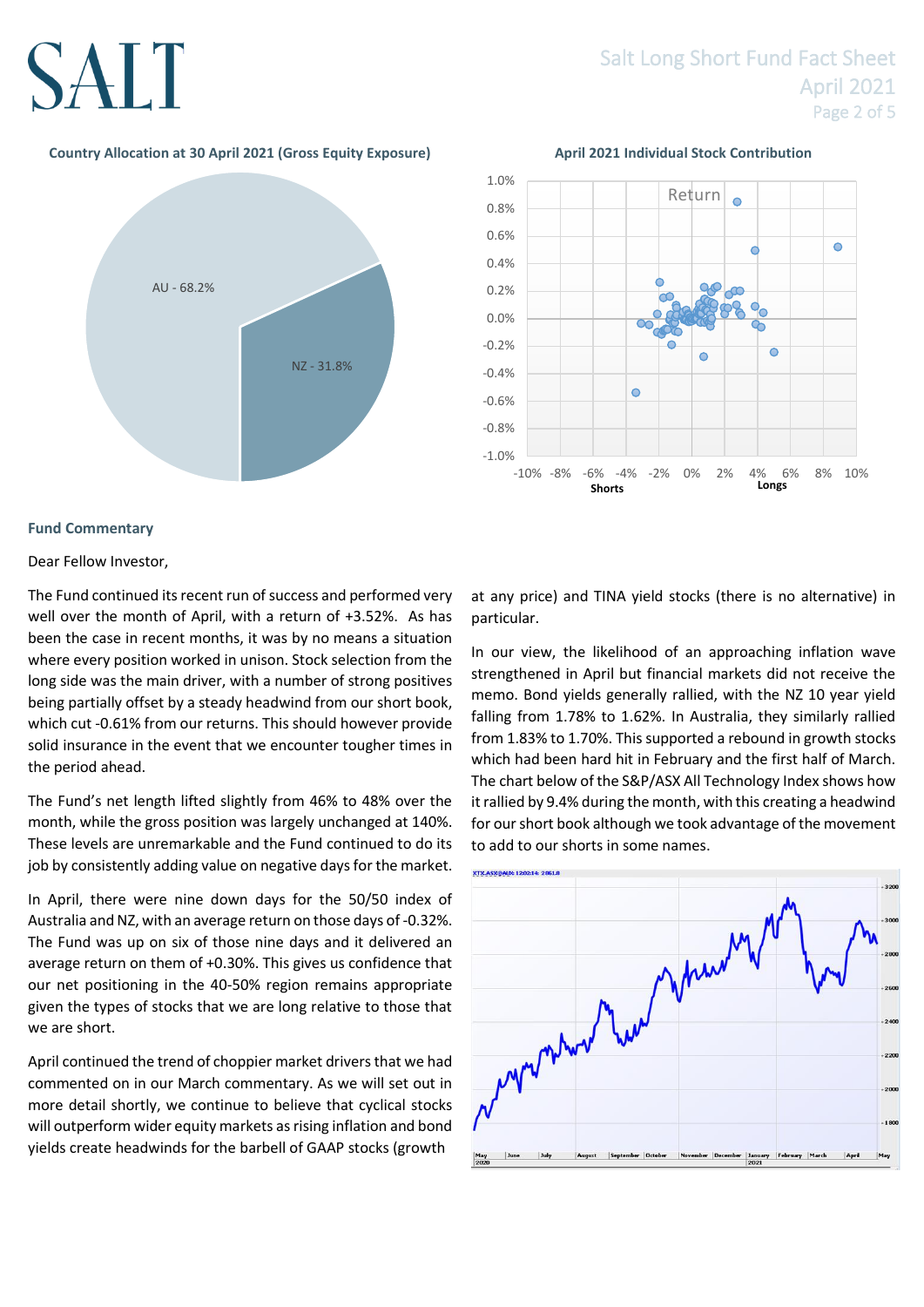**Country Allocation at 30 April 2021 (Gross Equity Exposure)**

AU - 68.2%

NZ - 31.8%

**April 2021 Individual Stock Contribution**

## Fund Commentary

Dear Fellow Investor,

The Fund continued its recent run of success and performed very well over the month of April, with a return of +3.52%. As has been the case in recent months, it was by no means a situation where every position worked in unison. Stock selection from the long side was the main driver, with a number of strong positives being partially offset by a steady headwind from our short book, which cut -0.61% from our returns. This should however provide solid insurance in the event that we encounter tougher times in the period ahead.

The Fund's net length lifted slightly from 46% to 48% over the month, while the gross position was largely unchanged at 140%. These levels are unremarkable and the Fund continued to do its job by consistently adding value on negative days for the market.

In April, there were nine down days for the 50/50 index of Australia and NZ, with an average return on those days of -0.32%. The Fund was up on six of those nine days and it delivered an average return on them of +0.30%. This gives us confidence that our net positioning in the 40-50% region remains appropriate given the types of stocks that we are long relative to those that we are short.

April continued the trend of choppier market drivers that we had commented on in our March commentary. As we will set out in more detail shortly, we continue to believe that cyclical stocks will outperform wider equity markets as rising inflation and bond yields create headwinds for the barbell of GAAP stocks (growth at any price) and TINA yield stocks (there is no alternative) in particular.

In our view, the likelihood of an approaching inflation wave strengthened in April but financial markets did not receive the memo. Bond yields generally rallied, with the NZ 10 year yield falling from 1.78% to 1.62%. In Australia, they similarly rallied from 1.83% to 1.70%. This supported a rebound in growth stocks which had been hard hit in February and the first half of March. The chart below of the S&P/ASX All Technology Index shows how it rallied by 9.4% during the month, with this creating a headwind for our short book although we took advantage of the movement to add to our shorts in some names.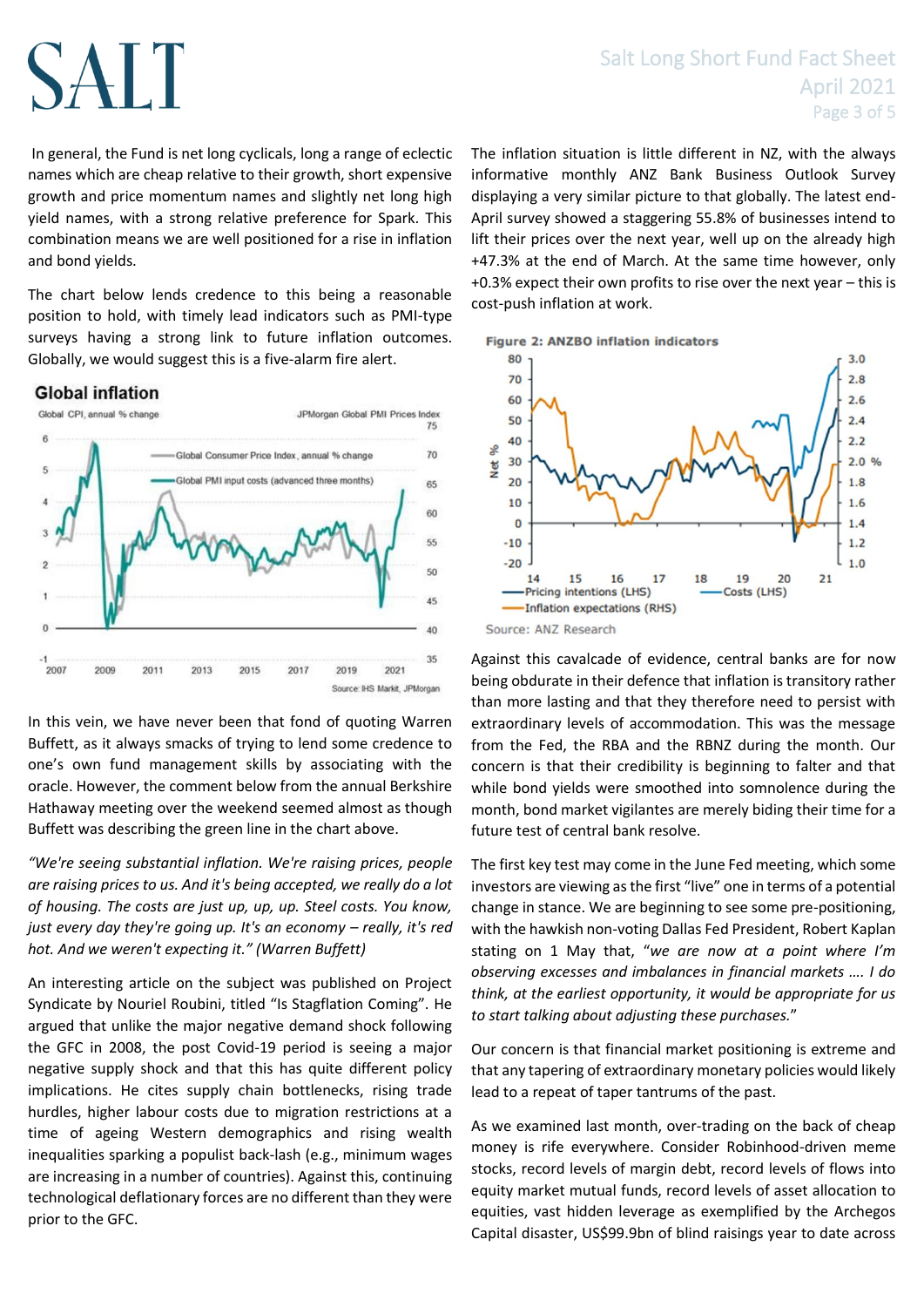In general, the Fund is net long cyclicals, long a range of eclectic names which are cheap relative to their growth, short expensive growth and price momentum names and slightly net long high yield names, with a strong relative preference for Spark. This combination means we are well positioned for a rise in inflation and bond yields.

The chart below lends credence to this being a reasonable position to hold, with timely lead indicators such as PMI-type surveys having a strong link to future inflation outcomes. Globally, we would suggest this is a five-alarm fire alert.

**Global inflation**

Source: IHS Markit, JPMorgan

In this vein, we have never been that fond of quoting Warren Buffett, as it always smacks of trying to lend some credence to one's own fund management skills by associating with the oracle. However, the comment below from the annual Berkshire Hathaway meeting over the weekend seemed almost as though Buffett was describing the green line in the chart above.

*"We're seeing substantial inflation. We're raising prices, people are raising prices to us. And it's being accepted, we really do a lot of housing. The costs are just up, up, up. Steel costs. You know, just every day they're going up. It's an economy – really, it's red hot. And we weren't expecting it." (Warren Buffett)*

An interesting article on the subject was published on Project Syndicate by Nouriel Roubini, titled "Is Stagflation Coming". He argued that unlike the major negative demand shock following the GFC in 2008, the post Covid-19 period is seeing a major negative supply shock and that this has quite different policy implications. He cites supply chain bottlenecks, rising trade hurdles, higher labour costs due to migration restrictions at a time of ageing Western demographics and rising wealth inequalities sparking a populist back-lash (e.g., minimum wages are increasing in a number of countries). Against this, continuing technological deflationary forces are no different than they were prior to the GFC.

The inflation situation is little different in NZ, with the always informative monthly ANZ Bank Business Outlook Survey displaying a very similar picture to that globally. The latest end-April survey showed a staggering 55.8% of businesses intend to lift their prices over the next year, well up on the already high +47.3% at the end of March. At the same time however, only +0.3% expect their own profits to rise over the next year – this is cost-push inflation at work.

**Figure 2: ANZBO inflation indicators**

Source: ANZ Research

Against this cavalcade of evidence, central banks are for now being obdurate in their defence that inflation is transitory rather than more lasting and that they therefore need to persist with extraordinary levels of accommodation. This was the message from the Fed, the RBA and the RBNZ during the month. Our concern is that their credibility is beginning to falter and that while bond yields were smoothed into somnolence during the month, bond market vigilantes are merely biding their time for a future test of central bank resolve.

The first key test may come in the June Fed meeting, which some investors are viewing as the first "live" one in terms of a potential change in stance. We are beginning to see some pre-positioning, with the hawkish non-voting Dallas Fed President, Robert Kaplan stating on 1 May that, "*we are now at a point where I'm observing excesses and imbalances in financial markets …. I do think, at the earliest opportunity, it would be appropriate for us to start talking about adjusting these purchases.*"

Our concern is that financial market positioning is extreme and that any tapering of extraordinary monetary policies would likely lead to a repeat of taper tantrums of the past.

As we examined last month, over-trading on the back of cheap money is rife everywhere. Consider Robinhood-driven meme stocks, record levels of margin debt, record levels of flows into equity market mutual funds, record levels of asset allocation to equities, vast hidden leverage as exemplified by the Archegos Capital disaster, US$99.9bn of blind raisings year to date across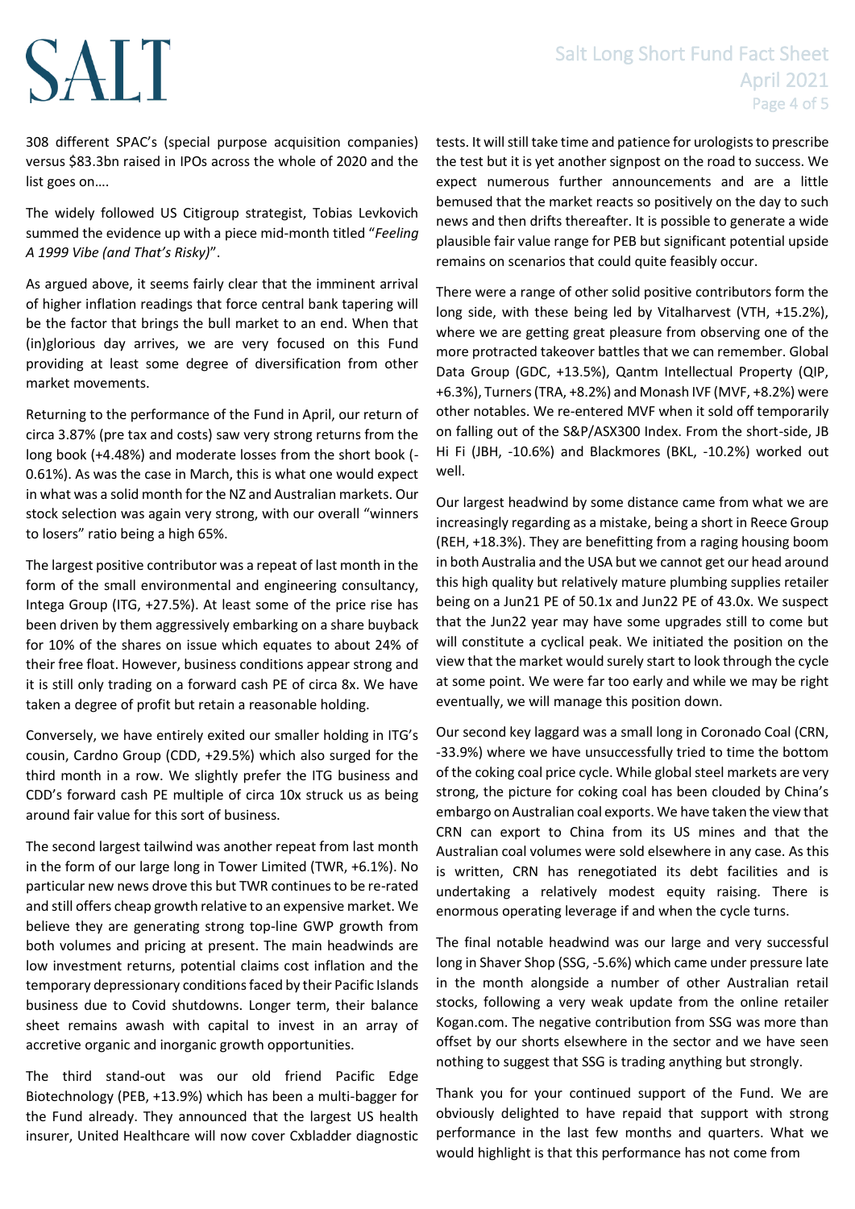308 different SPAC's (special purpose acquisition companies) versus $83.3bn raised in IPOs across the whole of 2020 and the list goes on….

The widely followed US Citigroup strategist, Tobias Levkovich summed the evidence up with a piece mid-month titled "*Feeling A 1999 Vibe (and That's Risky)*".

As argued above, it seems fairly clear that the imminent arrival of higher inflation readings that force central bank tapering will be the factor that brings the bull market to an end. When that (in)glorious day arrives, we are very focused on this Fund providing at least some degree of diversification from other market movements.

Returning to the performance of the Fund in April, our return of circa 3.87% (pre tax and costs) saw very strong returns from the long book (+4.48%) and moderate losses from the short book (-0.61%). As was the case in March, this is what one would expect in what was a solid month for the NZ and Australian markets. Our stock selection was again very strong, with our overall "winners to losers" ratio being a high 65%.

The largest positive contributor was a repeat of last month in the form of the small environmental and engineering consultancy, Intega Group (ITG, +27.5%). At least some of the price rise has been driven by them aggressively embarking on a share buyback for 10% of the shares on issue which equates to about 24% of their free float. However, business conditions appear strong and it is still only trading on a forward cash PE of circa 8x. We have taken a degree of profit but retain a reasonable holding.

Conversely, we have entirely exited our smaller holding in ITG's cousin, Cardno Group (CDD, +29.5%) which also surged for the third month in a row. We slightly prefer the ITG business and CDD's forward cash PE multiple of circa 10x struck us as being around fair value for this sort of business.

The second largest tailwind was another repeat from last month in the form of our large long in Tower Limited (TWR, +6.1%). No particular new news drove this but TWR continues to be re-rated and still offers cheap growth relative to an expensive market. We believe they are generating strong top-line GWP growth from both volumes and pricing at present. The main headwinds are low investment returns, potential claims cost inflation and the temporary depressionary conditions faced by their Pacific Islands business due to Covid shutdowns. Longer term, their balance sheet remains awash with capital to invest in an array of accretive organic and inorganic growth opportunities.

The third stand-out was our old friend Pacific Edge Biotechnology (PEB, +13.9%) which has been a multi-bagger for the Fund already. They announced that the largest US health insurer, United Healthcare will now cover Cxbladder diagnostic tests. It will still take time and patience for urologists to prescribe the test but it is yet another signpost on the road to success. We expect numerous further announcements and are a little bemused that the market reacts so positively on the day to such news and then drifts thereafter. It is possible to generate a wide plausible fair value range for PEB but significant potential upside remains on scenarios that could quite feasibly occur.

There were a range of other solid positive contributors form the long side, with these being led by Vitalharvest (VTH, +15.2%), where we are getting great pleasure from observing one of the more protracted takeover battles that we can remember. Global Data Group (GDC, +13.5%), Qantm Intellectual Property (QIP, +6.3%), Turners (TRA, +8.2%) and Monash IVF (MVF, +8.2%) were other notables. We re-entered MVF when it sold off temporarily on falling out of the S&P/ASX300 Index. From the short-side, JB Hi Fi (JBH, -10.6%) and Blackmores (BKL, -10.2%) worked out well.

Our largest headwind by some distance came from what we are increasingly regarding as a mistake, being a short in Reece Group (REH, +18.3%). They are benefitting from a raging housing boom in both Australia and the USA but we cannot get our head around this high quality but relatively mature plumbing supplies retailer being on a Jun21 PE of 50.1x and Jun22 PE of 43.0x. We suspect that the Jun22 year may have some upgrades still to come but will constitute a cyclical peak. We initiated the position on the view that the market would surely start to look through the cycle at some point. We were far too early and while we may be right eventually, we will manage this position down.

Our second key laggard was a small long in Coronado Coal (CRN, -33.9%) where we have unsuccessfully tried to time the bottom of the coking coal price cycle. While global steel markets are very strong, the picture for coking coal has been clouded by China's embargo on Australian coal exports. We have taken the view that CRN can export to China from its US mines and that the Australian coal volumes were sold elsewhere in any case. As this is written, CRN has renegotiated its debt facilities and is undertaking a relatively modest equity raising. There is enormous operating leverage if and when the cycle turns.

The final notable headwind was our large and very successful long in Shaver Shop (SSG, -5.6%) which came under pressure late in the month alongside a number of other Australian retail stocks, following a very weak update from the online retailer Kogan.com. The negative contribution from SSG was more than offset by our shorts elsewhere in the sector and we have seen nothing to suggest that SSG is trading anything but strongly.

Thank you for your continued support of the Fund. We are obviously delighted to have repaid that support with strong performance in the last few months and quarters. What we would highlight is that this performance has not come from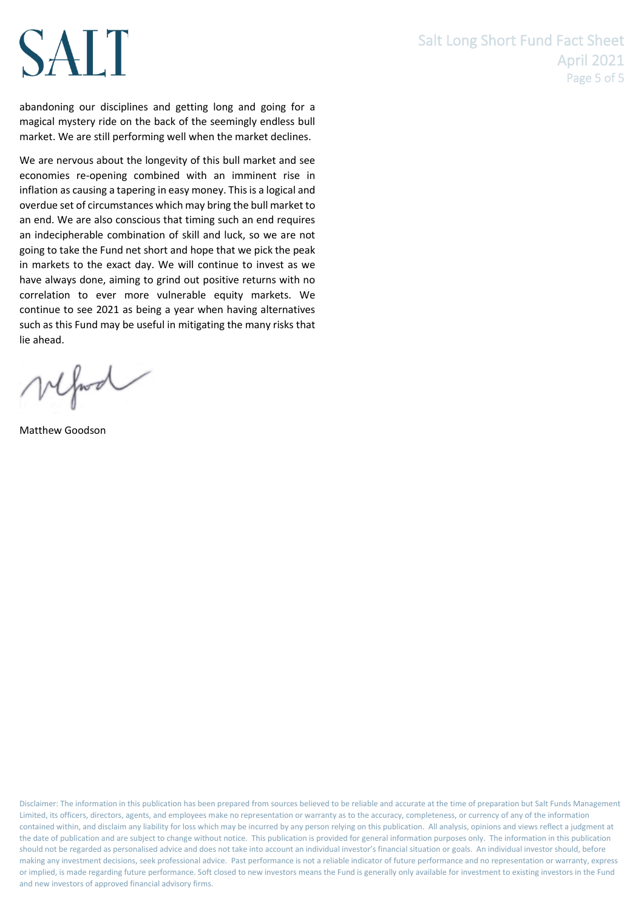abandoning our disciplines and getting long and going for a magical mystery ride on the back of the seemingly endless bull market. We are still performing well when the market declines.

We are nervous about the longevity of this bull market and see economies re-opening combined with an imminent rise in inflation as causing a tapering in easy money. This is a logical and overdue set of circumstances which may bring the bull market to an end. We are also conscious that timing such an end requires an indecipherable combination of skill and luck, so we are not going to take the Fund net short and hope that we pick the peak in markets to the exact day. We will continue to invest as we have always done, aiming to grind out positive returns with no correlation to ever more vulnerable equity markets. We continue to see 2021 as being a year when having alternatives such as this Fund may be useful in mitigating the many risks that lie ahead.

Matthew Goodson

Disclaimer: The information in this publication has been prepared from sources believed to be reliable and accurate at the time of preparation but Salt Funds Management Limited, its officers, directors, agents, and employees make no representation or warranty as to the accuracy, completeness, or currency of any of the information contained within, and disclaim any liability for loss which may be incurred by any person relying on this publication. All analysis, opinions and views reflect a judgment at the date of publication and are subject to change without notice. This publication is provided for general information purposes only. The information in this publication should not be regarded as personalised advice and does not take into account an individual investor's financial situation or goals. An individual investor should, before making any investment decisions, seek professional advice. Past performance is not a reliable indicator of future performance and no representation or warranty, express or implied, is made regarding future performance. Soft closed to new investors means the Fund is generally only available for investment to existing investors in the Fund and new investors of approved financial advisory firms.